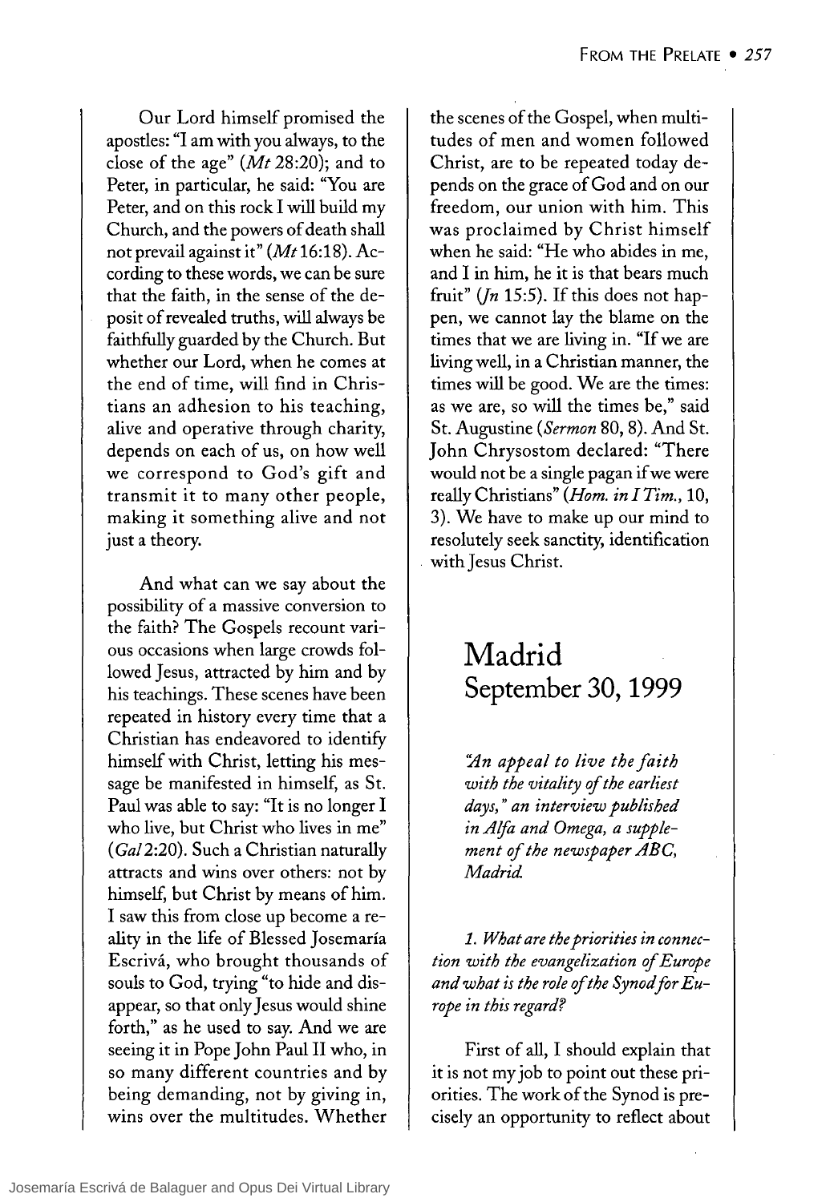Our Lord himself promised the apostles: "I am with you always, to the close of the age" (*Mt* 28:20); and to Peter, in particular, he said: "You are Peter, and on this rock I will build my Church, and the powers of death shall not prevail against it" (*Mt* 16:18). According to these words, we can be sure that the faith, in the sense of the deposit of revealed truths, will always be faithfully guarded by the Church. But whether our Lord, when he comes at the end of time, will find in Christians an adhesion to his teaching, alive and operative through charity, depends on each of us, on how well we correspond to God's gift and transmit it to many other people, making it something alive and not just a theory.

And what can we say about the possibility of a massive conversion to the faith? The Gospels recount various occasions when large crowds followed Jesus, attracted by him and by his teachings. These scenes have been repeated in history every time that a Christian has endeavored to identify himself with Christ, letting his message be manifested in himself, as St. Paul was able to say: "It is no longer I who live, but Christ who lives in me" (*Gal* 2:20). Such a Christian naturally attracts and wins over others: not by himself, but Christ by means of him. I saw this from close up become a reality in the life of Blessed Josemaría Escrivá, who brought thousands of souls to God, trying "to hide and disappear, so that only Jesus would shine forth," as he used to say. And we are seeing it in Pope John Paul II who, in so many different countries and by being demanding, not by giving in, wins over the multitudes. Whether the scenes of the Gospel, when multitudes of men and women followed Christ, are to be repeated today depends on the grace of God and on our freedom, our union with him. This was proclaimed by Christ himself when he said: "He who abides in me, and I in him, he it is that bears much fruit" (*Jn* 15:5). If this does not happen, we cannot lay the blame on the times that we are living in. "If we are living well, in a Christian manner, the times will be good. We are the times: as we are, so will the times be," said St. Augustine (*Sermon* 80, 8). And St. John Chrysostom declared: "There would not be a single pagan if we were really Christians" (*Hom. in I Tim.*, 10, 3). We have to make up our mind to resolutely seek sanctity, identification with Jesus Christ.

## Madrid
## September 30, 1999

*"An appeal to live the faith with the vitality of the earliest days," an interview published in Alfa and Omega, a supplement of the newspaper ABC, Madrid.*

*1. What are the priorities in connection with the evangelization of Europe and what is the role of the Synod for Europe in this regard?*

First of all, I should explain that it is not my job to point out these priorities. The work of the Synod is precisely an opportunity to reflect about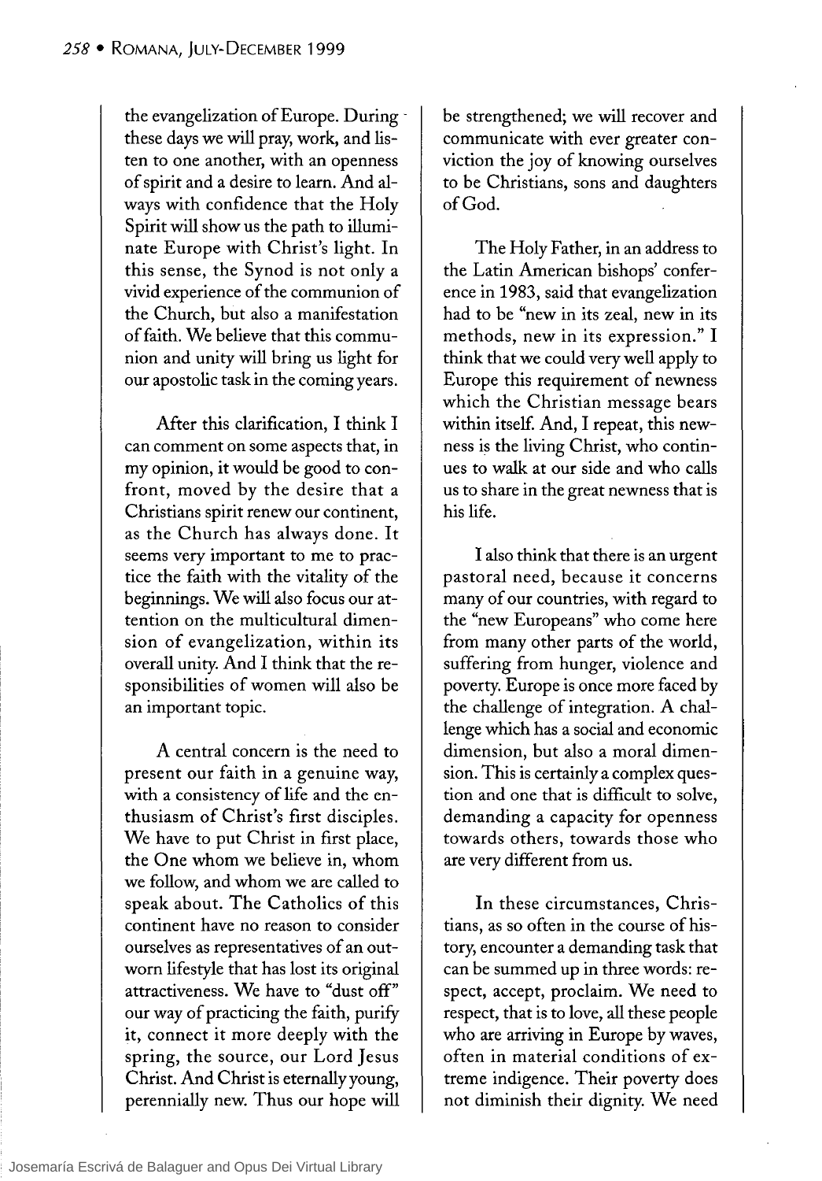the evangelization of Europe. During these days we will pray, work, and listen to one another, with an openness of spirit and a desire to learn. And always with confidence that the Holy Spirit will show us the path to illuminate Europe with Christ's light. In this sense, the Synod is not only a vivid experience of the communion of the Church, but also a manifestation of faith. We believe that this communion and unity will bring us light for our apostolic task in the coming years.

After this clarification, I think I can comment on some aspects that, in my opinion, it would be good to confront, moved by the desire that a Christians spirit renew our continent, as the Church has always done. It seems very important to me to practice the faith with the vitality of the beginnings. We will also focus our attention on the multicultural dimension of evangelization, within its overall unity. And I think that the responsibilities of women will also be an important topic.

A central concern is the need to present our faith in a genuine way, with a consistency of life and the enthusiasm of Christ's first disciples. We have to put Christ in first place, the One whom we believe in, whom we follow, and whom we are called to speak about. The Catholics of this continent have no reason to consider ourselves as representatives of an outworn lifestyle that has lost its original attractiveness. We have to "dust off" our way of practicing the faith, purify it, connect it more deeply with the spring, the source, our Lord Jesus Christ. And Christ is eternally young, perennially new. Thus our hope will be strengthened; we will recover and communicate with ever greater conviction the joy of knowing ourselves to be Christians, sons and daughters of God.

The Holy Father, in an address to the Latin American bishops' conference in 1983, said that evangelization had to be "new in its zeal, new in its methods, new in its expression." I think that we could very well apply to Europe this requirement of newness which the Christian message bears within itself. And, I repeat, this newness is the living Christ, who continues to walk at our side and who calls us to share in the great newness that is his life.

I also think that there is an urgent pastoral need, because it concerns many of our countries, with regard to the "new Europeans" who come here from many other parts of the world, suffering from hunger, violence and poverty. Europe is once more faced by the challenge of integration. A challenge which has a social and economic dimension, but also a moral dimension. This is certainly a complex question and one that is difficult to solve, demanding a capacity for openness towards others, towards those who are very different from us.

In these circumstances, Christians, as so often in the course of history, encounter a demanding task that can be summed up in three words: respect, accept, proclaim. We need to respect, that is to love, all these people who are arriving in Europe by waves, often in material conditions of extreme indigence. Their poverty does not diminish their dignity. We need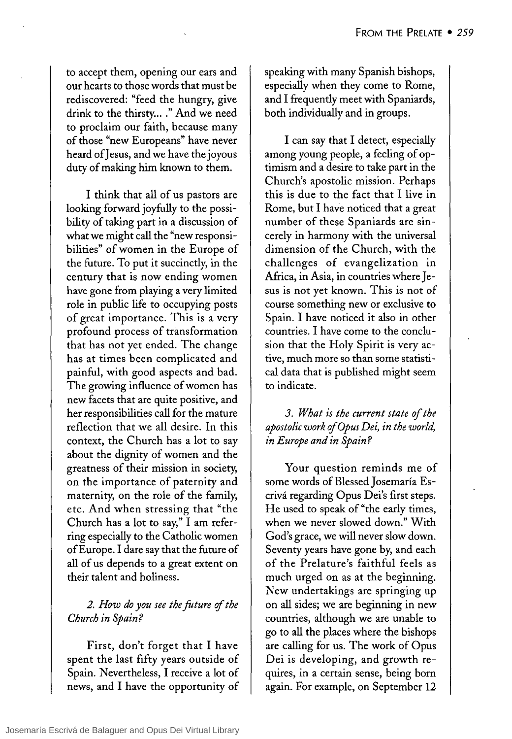to accept them, opening our ears and our hearts to those words that must be rediscovered: "feed the hungry, give drink to the thirsty... ." And we need to proclaim our faith, because many of those "new Europeans" have never heard of Jesus, and we have the joyous duty of making him known to them.

I think that all of us pastors are looking forward joyfully to the possibility of taking part in a discussion of what we might call the "new responsibilities" of women in the Europe of the future. To put it succinctly, in the century that is now ending women have gone from playing a very limited role in public life to occupying posts of great importance. This is a very profound process of transformation that has not yet ended. The change has at times been complicated and painful, with good aspects and bad. The growing influence of women has new facets that are quite positive, and her responsibilities call for the mature reflection that we all desire. In this context, the Church has a lot to say about the dignity of women and the greatness of their mission in society, on the importance of paternity and maternity, on the role of the family, etc. And when stressing that "the Church has a lot to say," I am referring especially to the Catholic women of Europe. I dare say that the future of all of us depends to a great extent on their talent and holiness.

*2. How do you see the future of the Church in Spain?*

First, don't forget that I have spent the last fifty years outside of Spain. Nevertheless, I receive a lot of news, and I have the opportunity of speaking with many Spanish bishops, especially when they come to Rome, and I frequently meet with Spaniards, both individually and in groups.

I can say that I detect, especially among young people, a feeling of optimism and a desire to take part in the Church's apostolic mission. Perhaps this is due to the fact that I live in Rome, but I have noticed that a great number of these Spaniards are sincerely in harmony with the universal dimension of the Church, with the challenges of evangelization in Africa, in Asia, in countries where Jesus is not yet known. This is not of course something new or exclusive to Spain. I have noticed it also in other countries. I have come to the conclusion that the Holy Spirit is very active, much more so than some statistical data that is published might seem to indicate.

*3. What is the current state of the apostolic work of Opus Dei, in the world, in Europe and in Spain?*

Your question reminds me of some words of Blessed Josemaría Escrivá regarding Opus Dei's first steps. He used to speak of "the early times, when we never slowed down." With God's grace, we will never slow down. Seventy years have gone by, and each of the Prelature's faithful feels as much urged on as at the beginning. New undertakings are springing up on all sides; we are beginning in new countries, although we are unable to go to all the places where the bishops are calling for us. The work of Opus Dei is developing, and growth requires, in a certain sense, being born again. For example, on September 12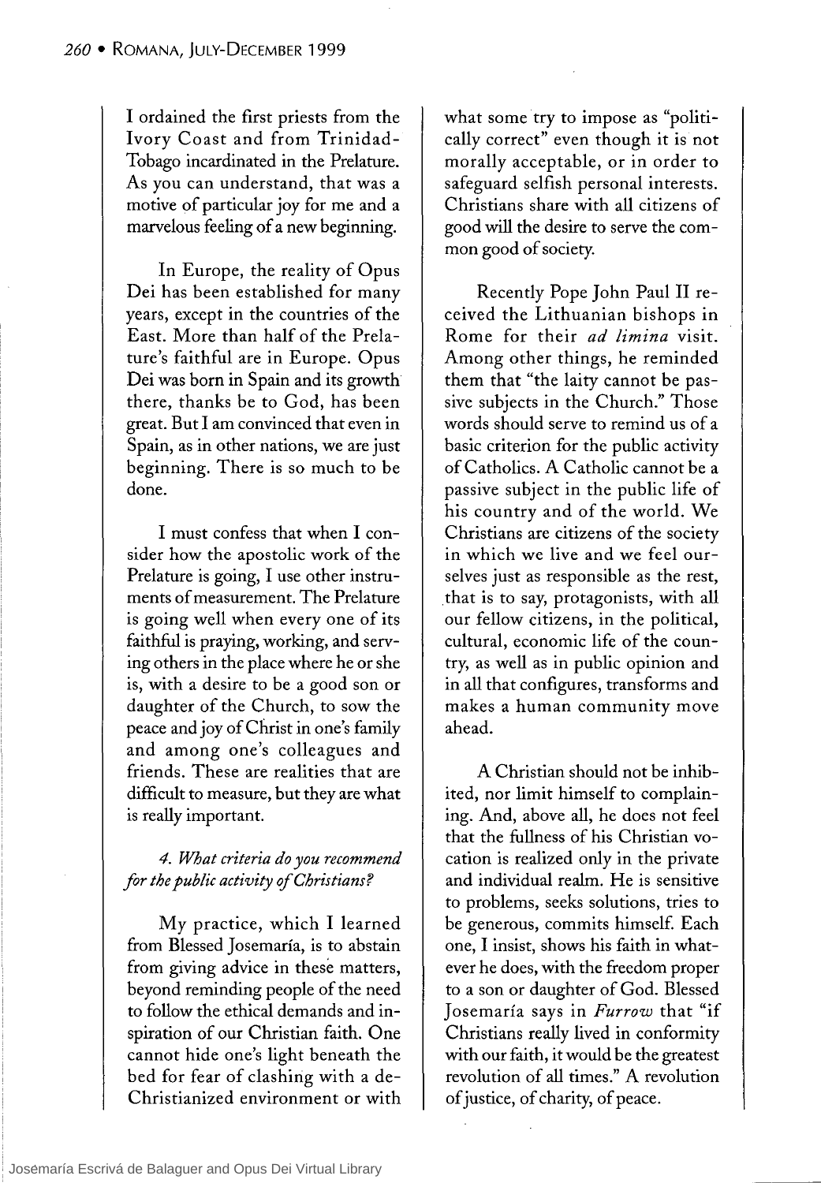I ordained the first priests from the Ivory Coast and from Trinidad-Tobago incardinated in the Prelature. As you can understand, that was a motive of particular joy for me and a marvelous feeling of a new beginning.

In Europe, the reality of Opus Dei has been established for many years, except in the countries of the East. More than half of the Prelature's faithful are in Europe. Opus Dei was born in Spain and its growth there, thanks be to God, has been great. But I am convinced that even in Spain, as in other nations, we are just beginning. There is so much to be done.

I must confess that when I consider how the apostolic work of the Prelature is going, I use other instruments of measurement. The Prelature is going well when every one of its faithful is praying, working, and serving others in the place where he or she is, with a desire to be a good son or daughter of the Church, to sow the peace and joy of Christ in one's family and among one's colleagues and friends. These are realities that are difficult to measure, but they are what is really important.

*4. What criteria do you recommend for the public activity of Christians?*

My practice, which I learned from Blessed Josemaría, is to abstain from giving advice in these matters, beyond reminding people of the need to follow the ethical demands and inspiration of our Christian faith. One cannot hide one's light beneath the bed for fear of clashing with a de-Christianized environment or with what some try to impose as "politically correct" even though it is not morally acceptable, or in order to safeguard selfish personal interests. Christians share with all citizens of good will the desire to serve the common good of society.

Recently Pope John Paul II received the Lithuanian bishops in Rome for their *ad limina* visit. Among other things, he reminded them that "the laity cannot be passive subjects in the Church." Those words should serve to remind us of a basic criterion for the public activity of Catholics. A Catholic cannot be a passive subject in the public life of his country and of the world. We Christians are citizens of the society in which we live and we feel ourselves just as responsible as the rest, that is to say, protagonists, with all our fellow citizens, in the political, cultural, economic life of the country, as well as in public opinion and in all that configures, transforms and makes a human community move ahead.

A Christian should not be inhibited, nor limit himself to complaining. And, above all, he does not feel that the fullness of his Christian vocation is realized only in the private and individual realm. He is sensitive to problems, seeks solutions, tries to be generous, commits himself. Each one, I insist, shows his faith in whatever he does, with the freedom proper to a son or daughter of God. Blessed Josemaría says in *Furrow* that "if Christians really lived in conformity with our faith, it would be the greatest revolution of all times." A revolution of justice, of charity, of peace.